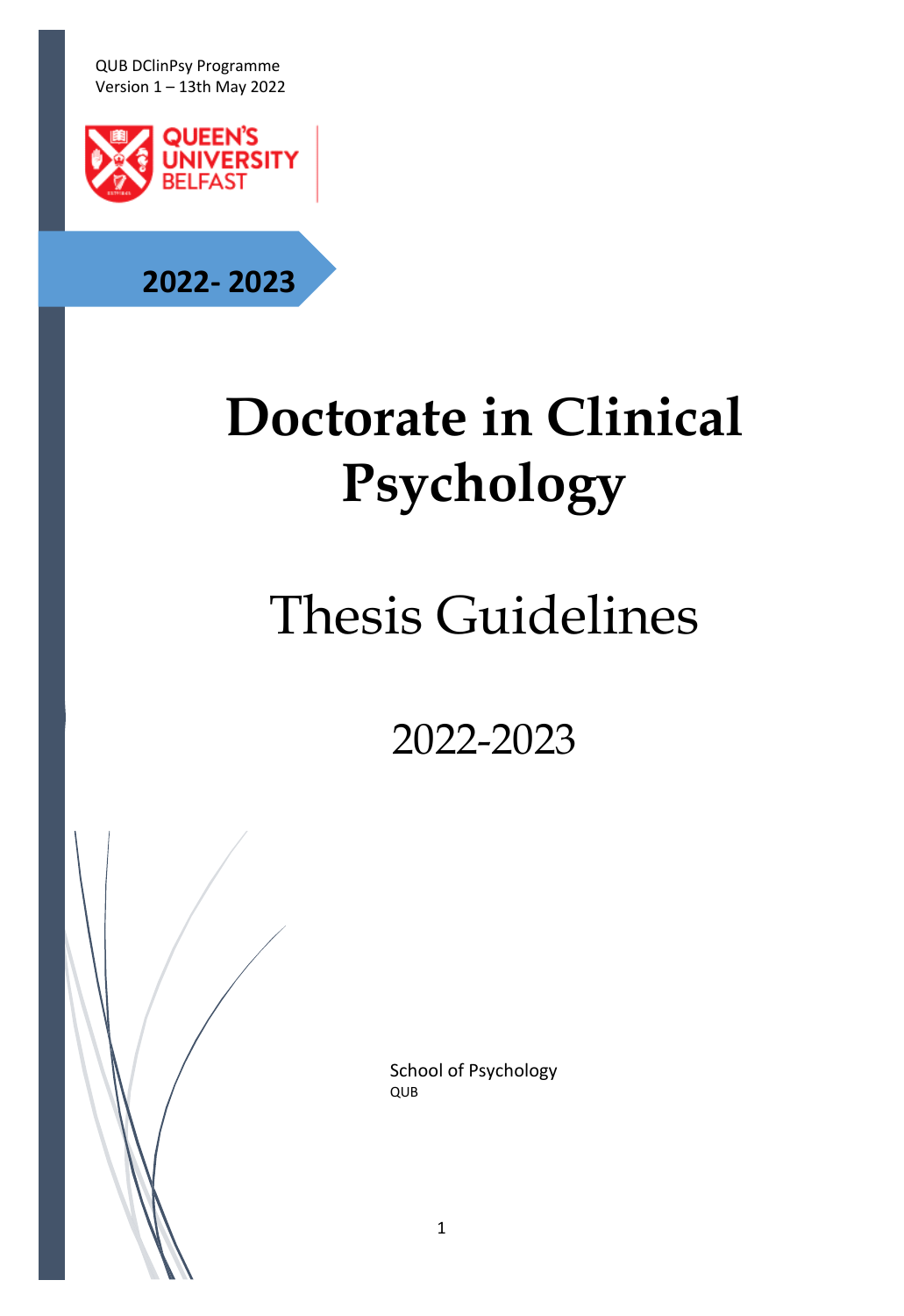QUB DClinPsy Programme
Version 1 – 13th May 2022

QUEEN'S UNIVERSITY BELFAST

**2022- 2023**

# Doctorate in Clinical Psychology

## Thesis Guidelines

2022-2023

School of Psychology
QUB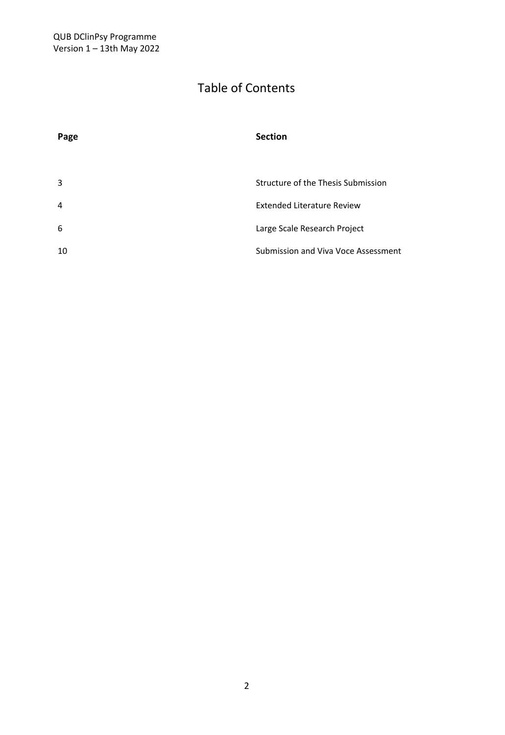# Table of Contents

| Page | Section |
| --- | --- |
| 3 | Structure of the Thesis Submission |
| 4 | Extended Literature Review |
| 6 | Large Scale Research Project |
| 10 | Submission and Viva Voce Assessment |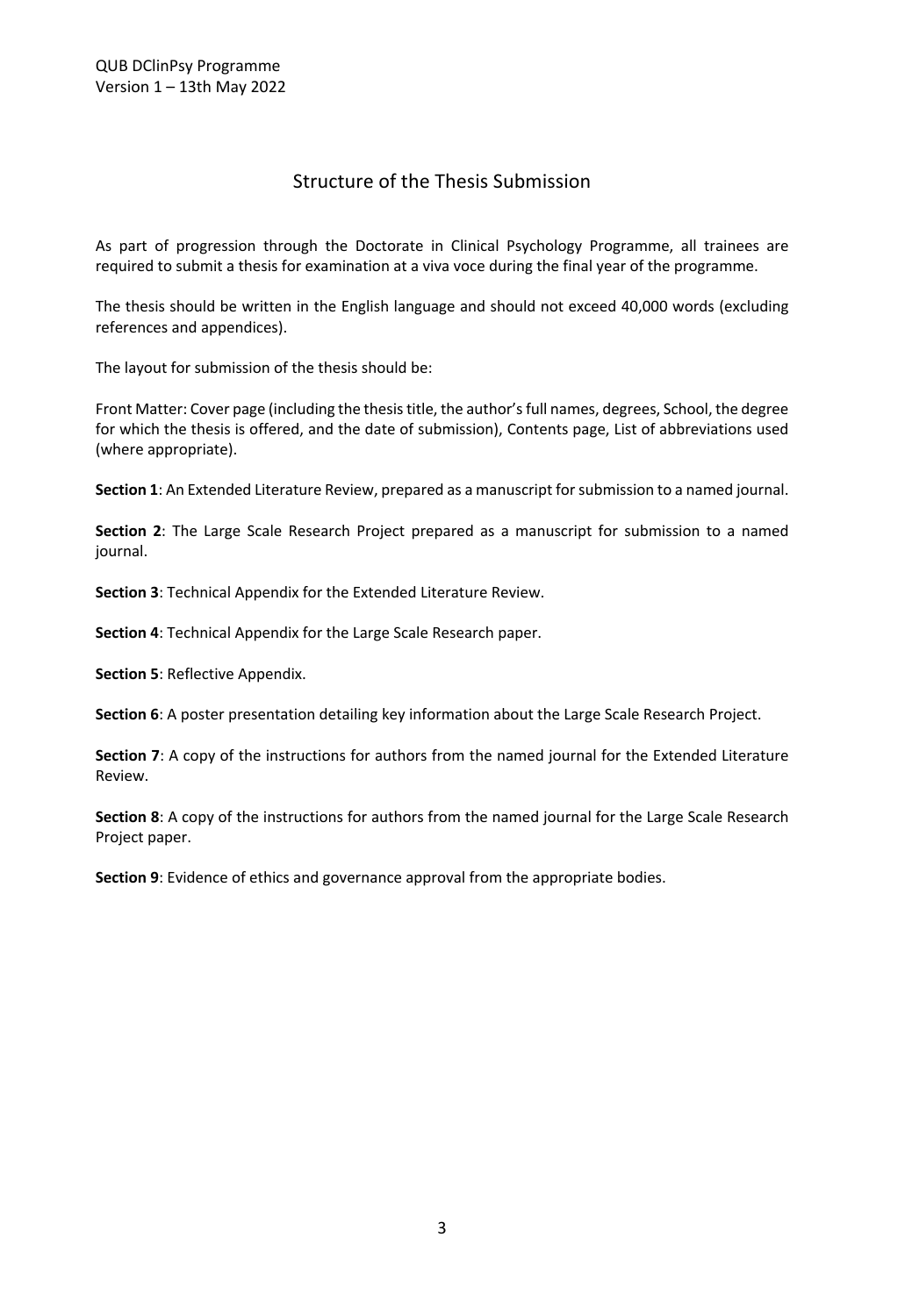## Structure of the Thesis Submission

As part of progression through the Doctorate in Clinical Psychology Programme, all trainees are required to submit a thesis for examination at a viva voce during the final year of the programme.

The thesis should be written in the English language and should not exceed 40,000 words (excluding references and appendices).

The layout for submission of the thesis should be:

Front Matter: Cover page (including the thesis title, the author's full names, degrees, School, the degree for which the thesis is offered, and the date of submission), Contents page, List of abbreviations used (where appropriate).

**Section 1**: An Extended Literature Review, prepared as a manuscript for submission to a named journal.

**Section 2**: The Large Scale Research Project prepared as a manuscript for submission to a named journal.

**Section 3**: Technical Appendix for the Extended Literature Review.

**Section 4**: Technical Appendix for the Large Scale Research paper.

**Section 5**: Reflective Appendix.

**Section 6**: A poster presentation detailing key information about the Large Scale Research Project.

**Section 7**: A copy of the instructions for authors from the named journal for the Extended Literature Review.

**Section 8**: A copy of the instructions for authors from the named journal for the Large Scale Research Project paper.

**Section 9**: Evidence of ethics and governance approval from the appropriate bodies.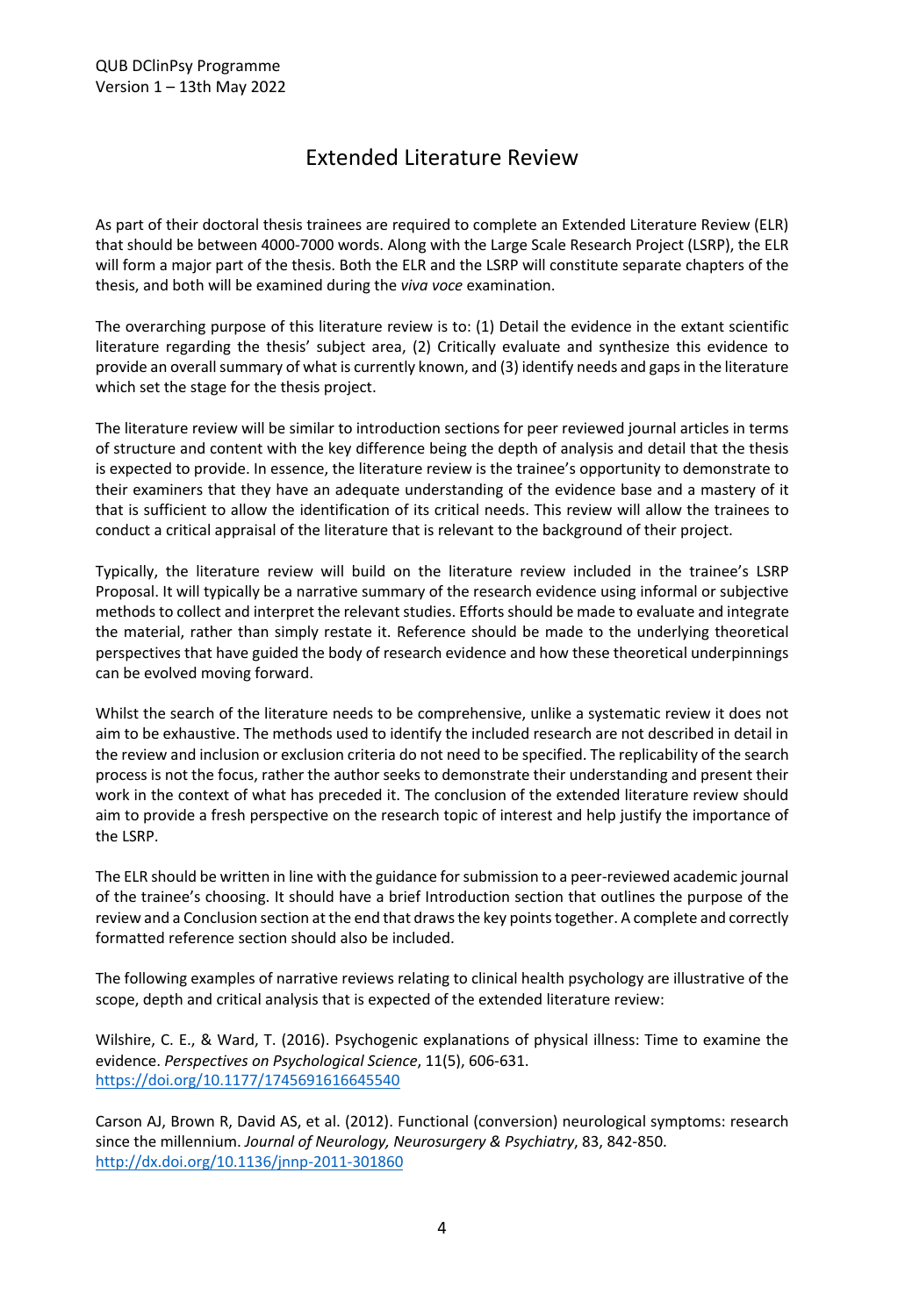# Extended Literature Review

As part of their doctoral thesis trainees are required to complete an Extended Literature Review (ELR) that should be between 4000-7000 words. Along with the Large Scale Research Project (LSRP), the ELR will form a major part of the thesis. Both the ELR and the LSRP will constitute separate chapters of the thesis, and both will be examined during the *viva voce* examination.

The overarching purpose of this literature review is to: (1) Detail the evidence in the extant scientific literature regarding the thesis' subject area, (2) Critically evaluate and synthesize this evidence to provide an overall summary of what is currently known, and (3) identify needs and gaps in the literature which set the stage for the thesis project.

The literature review will be similar to introduction sections for peer reviewed journal articles in terms of structure and content with the key difference being the depth of analysis and detail that the thesis is expected to provide. In essence, the literature review is the trainee's opportunity to demonstrate to their examiners that they have an adequate understanding of the evidence base and a mastery of it that is sufficient to allow the identification of its critical needs. This review will allow the trainees to conduct a critical appraisal of the literature that is relevant to the background of their project.

Typically, the literature review will build on the literature review included in the trainee's LSRP Proposal. It will typically be a narrative summary of the research evidence using informal or subjective methods to collect and interpret the relevant studies. Efforts should be made to evaluate and integrate the material, rather than simply restate it. Reference should be made to the underlying theoretical perspectives that have guided the body of research evidence and how these theoretical underpinnings can be evolved moving forward.

Whilst the search of the literature needs to be comprehensive, unlike a systematic review it does not aim to be exhaustive. The methods used to identify the included research are not described in detail in the review and inclusion or exclusion criteria do not need to be specified. The replicability of the search process is not the focus, rather the author seeks to demonstrate their understanding and present their work in the context of what has preceded it. The conclusion of the extended literature review should aim to provide a fresh perspective on the research topic of interest and help justify the importance of the LSRP.

The ELR should be written in line with the guidance for submission to a peer-reviewed academic journal of the trainee's choosing. It should have a brief Introduction section that outlines the purpose of the review and a Conclusion section at the end that draws the key points together. A complete and correctly formatted reference section should also be included.

The following examples of narrative reviews relating to clinical health psychology are illustrative of the scope, depth and critical analysis that is expected of the extended literature review:

Wilshire, C. E., & Ward, T. (2016). Psychogenic explanations of physical illness: Time to examine the evidence. *Perspectives on Psychological Science*, 11(5), 606-631. https://doi.org/10.1177/1745691616645540

Carson AJ, Brown R, David AS, et al. (2012). Functional (conversion) neurological symptoms: research since the millennium. *Journal of Neurology, Neurosurgery & Psychiatry*, 83, 842-850. http://dx.doi.org/10.1136/jnnp-2011-301860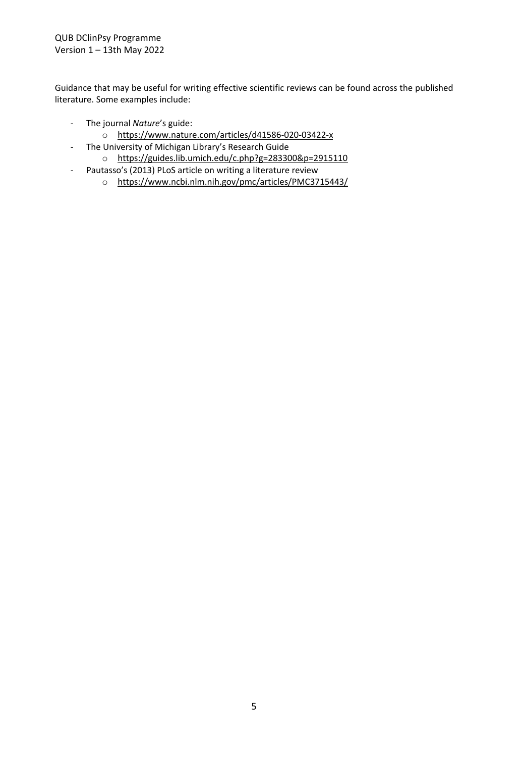Guidance that may be useful for writing effective scientific reviews can be found across the published literature. Some examples include:

- The journal *Nature*'s guide:
  - https://www.nature.com/articles/d41586-020-03422-x
- The University of Michigan Library's Research Guide
  - https://guides.lib.umich.edu/c.php?g=283300&p=2915110
- Pautasso's (2013) PLoS article on writing a literature review
  - https://www.ncbi.nlm.nih.gov/pmc/articles/PMC3715443/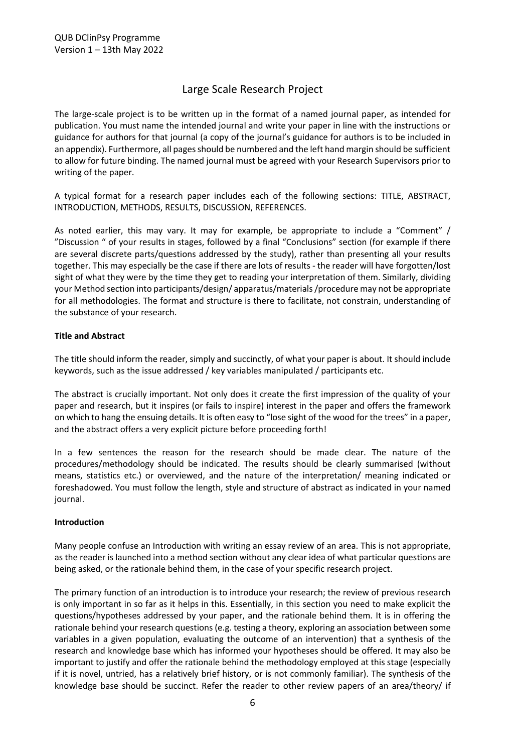# Large Scale Research Project

The large-scale project is to be written up in the format of a named journal paper, as intended for publication. You must name the intended journal and write your paper in line with the instructions or guidance for authors for that journal (a copy of the journal's guidance for authors is to be included in an appendix). Furthermore, all pages should be numbered and the left hand margin should be sufficient to allow for future binding. The named journal must be agreed with your Research Supervisors prior to writing of the paper.

A typical format for a research paper includes each of the following sections: TITLE, ABSTRACT, INTRODUCTION, METHODS, RESULTS, DISCUSSION, REFERENCES.

As noted earlier, this may vary. It may for example, be appropriate to include a "Comment" / "Discussion " of your results in stages, followed by a final "Conclusions" section (for example if there are several discrete parts/questions addressed by the study), rather than presenting all your results together. This may especially be the case if there are lots of results - the reader will have forgotten/lost sight of what they were by the time they get to reading your interpretation of them. Similarly, dividing your Method section into participants/design/ apparatus/materials /procedure may not be appropriate for all methodologies. The format and structure is there to facilitate, not constrain, understanding of the substance of your research.

**Title and Abstract**

The title should inform the reader, simply and succinctly, of what your paper is about. It should include keywords, such as the issue addressed / key variables manipulated / participants etc.

The abstract is crucially important. Not only does it create the first impression of the quality of your paper and research, but it inspires (or fails to inspire) interest in the paper and offers the framework on which to hang the ensuing details. It is often easy to "lose sight of the wood for the trees" in a paper, and the abstract offers a very explicit picture before proceeding forth!

In a few sentences the reason for the research should be made clear. The nature of the procedures/methodology should be indicated. The results should be clearly summarised (without means, statistics etc.) or overviewed, and the nature of the interpretation/ meaning indicated or foreshadowed. You must follow the length, style and structure of abstract as indicated in your named journal.

**Introduction**

Many people confuse an Introduction with writing an essay review of an area. This is not appropriate, as the reader is launched into a method section without any clear idea of what particular questions are being asked, or the rationale behind them, in the case of your specific research project.

The primary function of an introduction is to introduce your research; the review of previous research is only important in so far as it helps in this. Essentially, in this section you need to make explicit the questions/hypotheses addressed by your paper, and the rationale behind them. It is in offering the rationale behind your research questions (e.g. testing a theory, exploring an association between some variables in a given population, evaluating the outcome of an intervention) that a synthesis of the research and knowledge base which has informed your hypotheses should be offered. It may also be important to justify and offer the rationale behind the methodology employed at this stage (especially if it is novel, untried, has a relatively brief history, or is not commonly familiar). The synthesis of the knowledge base should be succinct. Refer the reader to other review papers of an area/theory/ if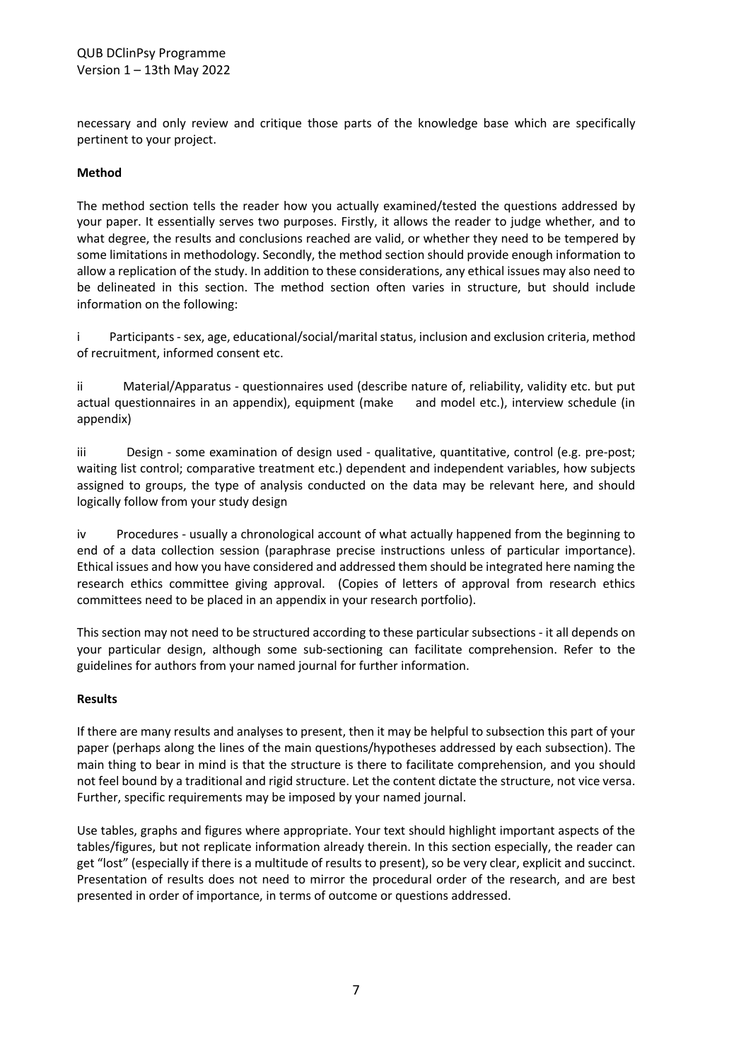necessary and only review and critique those parts of the knowledge base which are specifically pertinent to your project.

**Method**

The method section tells the reader how you actually examined/tested the questions addressed by your paper. It essentially serves two purposes. Firstly, it allows the reader to judge whether, and to what degree, the results and conclusions reached are valid, or whether they need to be tempered by some limitations in methodology. Secondly, the method section should provide enough information to allow a replication of the study. In addition to these considerations, any ethical issues may also need to be delineated in this section. The method section often varies in structure, but should include information on the following:

i Participants - sex, age, educational/social/marital status, inclusion and exclusion criteria, method of recruitment, informed consent etc.

ii Material/Apparatus - questionnaires used (describe nature of, reliability, validity etc. but put actual questionnaires in an appendix), equipment (make and model etc.), interview schedule (in appendix)

iii Design - some examination of design used - qualitative, quantitative, control (e.g. pre-post; waiting list control; comparative treatment etc.) dependent and independent variables, how subjects assigned to groups, the type of analysis conducted on the data may be relevant here, and should logically follow from your study design

iv Procedures - usually a chronological account of what actually happened from the beginning to end of a data collection session (paraphrase precise instructions unless of particular importance). Ethical issues and how you have considered and addressed them should be integrated here naming the research ethics committee giving approval. (Copies of letters of approval from research ethics committees need to be placed in an appendix in your research portfolio).

This section may not need to be structured according to these particular subsections - it all depends on your particular design, although some sub-sectioning can facilitate comprehension. Refer to the guidelines for authors from your named journal for further information.

**Results**

If there are many results and analyses to present, then it may be helpful to subsection this part of your paper (perhaps along the lines of the main questions/hypotheses addressed by each subsection). The main thing to bear in mind is that the structure is there to facilitate comprehension, and you should not feel bound by a traditional and rigid structure. Let the content dictate the structure, not vice versa. Further, specific requirements may be imposed by your named journal.

Use tables, graphs and figures where appropriate. Your text should highlight important aspects of the tables/figures, but not replicate information already therein. In this section especially, the reader can get "lost" (especially if there is a multitude of results to present), so be very clear, explicit and succinct. Presentation of results does not need to mirror the procedural order of the research, and are best presented in order of importance, in terms of outcome or questions addressed.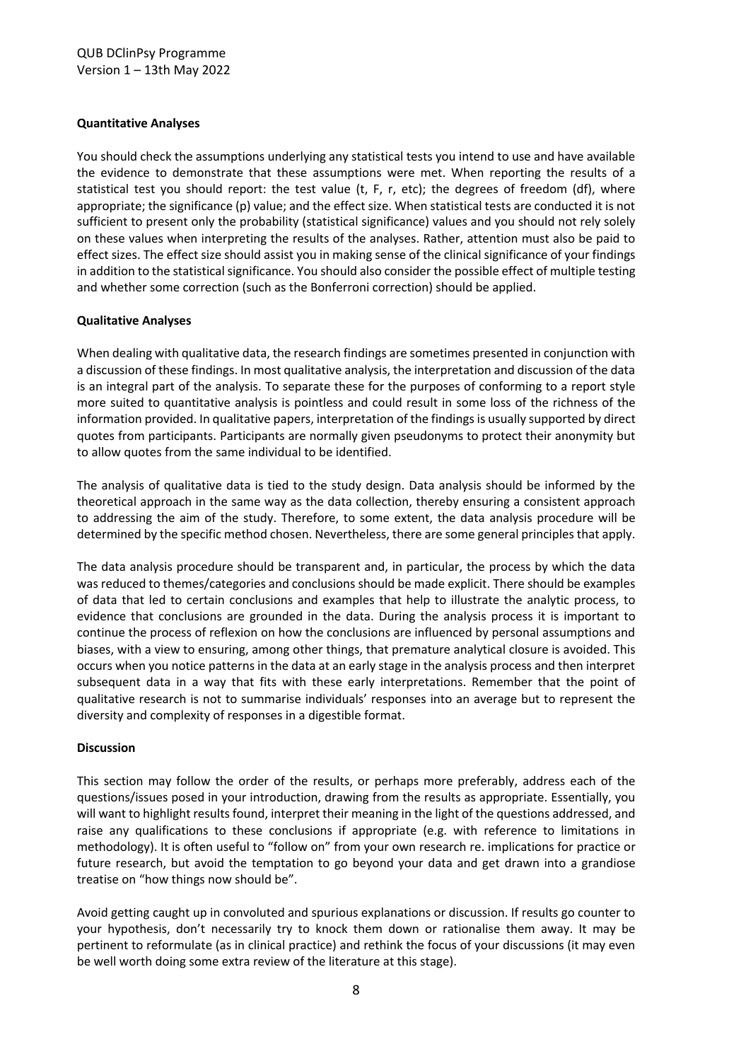**Quantitative Analyses**

You should check the assumptions underlying any statistical tests you intend to use and have available the evidence to demonstrate that these assumptions were met. When reporting the results of a statistical test you should report: the test value (t, F, r, etc); the degrees of freedom (df), where appropriate; the significance (p) value; and the effect size. When statistical tests are conducted it is not sufficient to present only the probability (statistical significance) values and you should not rely solely on these values when interpreting the results of the analyses. Rather, attention must also be paid to effect sizes. The effect size should assist you in making sense of the clinical significance of your findings in addition to the statistical significance. You should also consider the possible effect of multiple testing and whether some correction (such as the Bonferroni correction) should be applied.

**Qualitative Analyses**

When dealing with qualitative data, the research findings are sometimes presented in conjunction with a discussion of these findings. In most qualitative analysis, the interpretation and discussion of the data is an integral part of the analysis. To separate these for the purposes of conforming to a report style more suited to quantitative analysis is pointless and could result in some loss of the richness of the information provided. In qualitative papers, interpretation of the findings is usually supported by direct quotes from participants. Participants are normally given pseudonyms to protect their anonymity but to allow quotes from the same individual to be identified.

The analysis of qualitative data is tied to the study design. Data analysis should be informed by the theoretical approach in the same way as the data collection, thereby ensuring a consistent approach to addressing the aim of the study. Therefore, to some extent, the data analysis procedure will be determined by the specific method chosen. Nevertheless, there are some general principles that apply.

The data analysis procedure should be transparent and, in particular, the process by which the data was reduced to themes/categories and conclusions should be made explicit. There should be examples of data that led to certain conclusions and examples that help to illustrate the analytic process, to evidence that conclusions are grounded in the data. During the analysis process it is important to continue the process of reflexion on how the conclusions are influenced by personal assumptions and biases, with a view to ensuring, among other things, that premature analytical closure is avoided. This occurs when you notice patterns in the data at an early stage in the analysis process and then interpret subsequent data in a way that fits with these early interpretations. Remember that the point of qualitative research is not to summarise individuals' responses into an average but to represent the diversity and complexity of responses in a digestible format.

**Discussion**

This section may follow the order of the results, or perhaps more preferably, address each of the questions/issues posed in your introduction, drawing from the results as appropriate. Essentially, you will want to highlight results found, interpret their meaning in the light of the questions addressed, and raise any qualifications to these conclusions if appropriate (e.g. with reference to limitations in methodology). It is often useful to "follow on" from your own research re. implications for practice or future research, but avoid the temptation to go beyond your data and get drawn into a grandiose treatise on "how things now should be".

Avoid getting caught up in convoluted and spurious explanations or discussion. If results go counter to your hypothesis, don't necessarily try to knock them down or rationalise them away. It may be pertinent to reformulate (as in clinical practice) and rethink the focus of your discussions (it may even be well worth doing some extra review of the literature at this stage).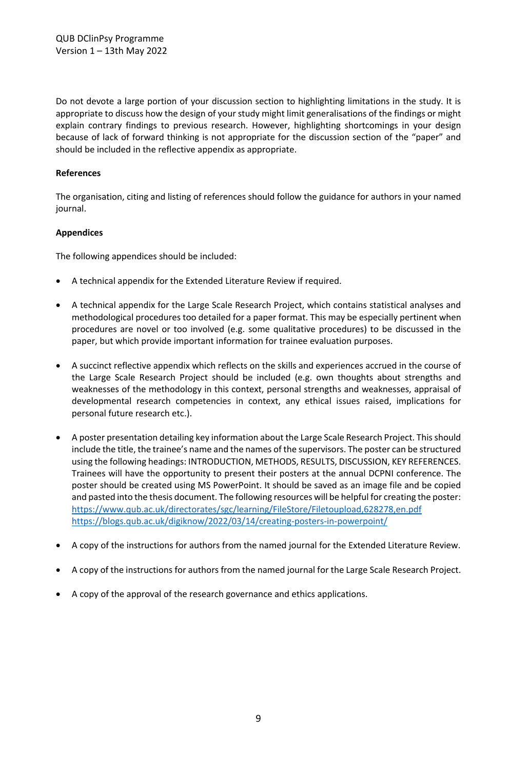Do not devote a large portion of your discussion section to highlighting limitations in the study. It is appropriate to discuss how the design of your study might limit generalisations of the findings or might explain contrary findings to previous research. However, highlighting shortcomings in your design because of lack of forward thinking is not appropriate for the discussion section of the "paper" and should be included in the reflective appendix as appropriate.

**References**

The organisation, citing and listing of references should follow the guidance for authors in your named journal.

**Appendices**

The following appendices should be included:

- A technical appendix for the Extended Literature Review if required.
- A technical appendix for the Large Scale Research Project, which contains statistical analyses and methodological procedures too detailed for a paper format. This may be especially pertinent when procedures are novel or too involved (e.g. some qualitative procedures) to be discussed in the paper, but which provide important information for trainee evaluation purposes.
- A succinct reflective appendix which reflects on the skills and experiences accrued in the course of the Large Scale Research Project should be included (e.g. own thoughts about strengths and weaknesses of the methodology in this context, personal strengths and weaknesses, appraisal of developmental research competencies in context, any ethical issues raised, implications for personal future research etc.).
- A poster presentation detailing key information about the Large Scale Research Project. This should include the title, the trainee's name and the names of the supervisors. The poster can be structured using the following headings: INTRODUCTION, METHODS, RESULTS, DISCUSSION, KEY REFERENCES. Trainees will have the opportunity to present their posters at the annual DCPNI conference. The poster should be created using MS PowerPoint. It should be saved as an image file and be copied and pasted into the thesis document. The following resources will be helpful for creating the poster: https://www.qub.ac.uk/directorates/sgc/learning/FileStore/Filetoupload,628278,en.pdf https://blogs.qub.ac.uk/digiknow/2022/03/14/creating-posters-in-powerpoint/
- A copy of the instructions for authors from the named journal for the Extended Literature Review.
- A copy of the instructions for authors from the named journal for the Large Scale Research Project.
- A copy of the approval of the research governance and ethics applications.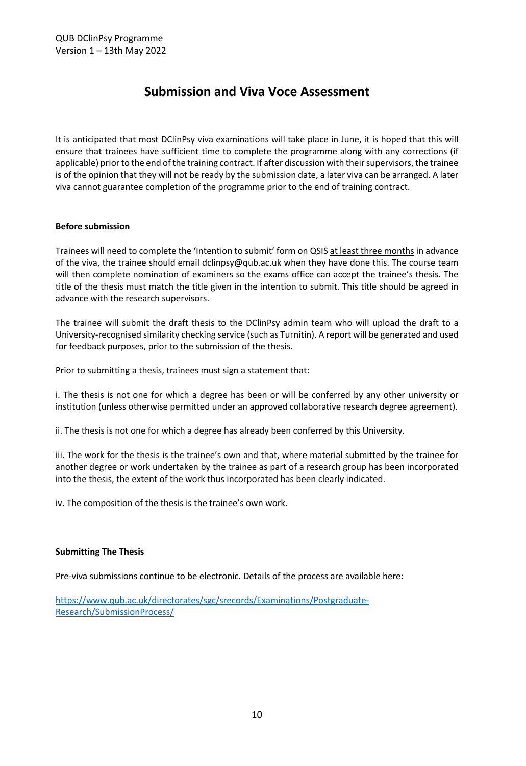# Submission and Viva Voce Assessment

It is anticipated that most DClinPsy viva examinations will take place in June, it is hoped that this will ensure that trainees have sufficient time to complete the programme along with any corrections (if applicable) prior to the end of the training contract. If after discussion with their supervisors, the trainee is of the opinion that they will not be ready by the submission date, a later viva can be arranged. A later viva cannot guarantee completion of the programme prior to the end of training contract.

**Before submission**

Trainees will need to complete the 'Intention to submit' form on QSIS <u>at least three months</u> in advance of the viva, the trainee should email dclinpsy@qub.ac.uk when they have done this. The course team will then complete nomination of examiners so the exams office can accept the trainee's thesis. <u>The title of the thesis must match the title given in the intention to submit.</u> This title should be agreed in advance with the research supervisors.

The trainee will submit the draft thesis to the DClinPsy admin team who will upload the draft to a University-recognised similarity checking service (such as Turnitin). A report will be generated and used for feedback purposes, prior to the submission of the thesis.

Prior to submitting a thesis, trainees must sign a statement that:

i. The thesis is not one for which a degree has been or will be conferred by any other university or institution (unless otherwise permitted under an approved collaborative research degree agreement).

ii. The thesis is not one for which a degree has already been conferred by this University.

iii. The work for the thesis is the trainee's own and that, where material submitted by the trainee for another degree or work undertaken by the trainee as part of a research group has been incorporated into the thesis, the extent of the work thus incorporated has been clearly indicated.

iv. The composition of the thesis is the trainee's own work.

**Submitting The Thesis**

Pre-viva submissions continue to be electronic. Details of the process are available here:

[https://www.qub.ac.uk/directorates/sgc/srecords/Examinations/Postgraduate-Research/SubmissionProcess/](https://www.qub.ac.uk/directorates/sgc/srecords/Examinations/Postgraduate-Research/SubmissionProcess/)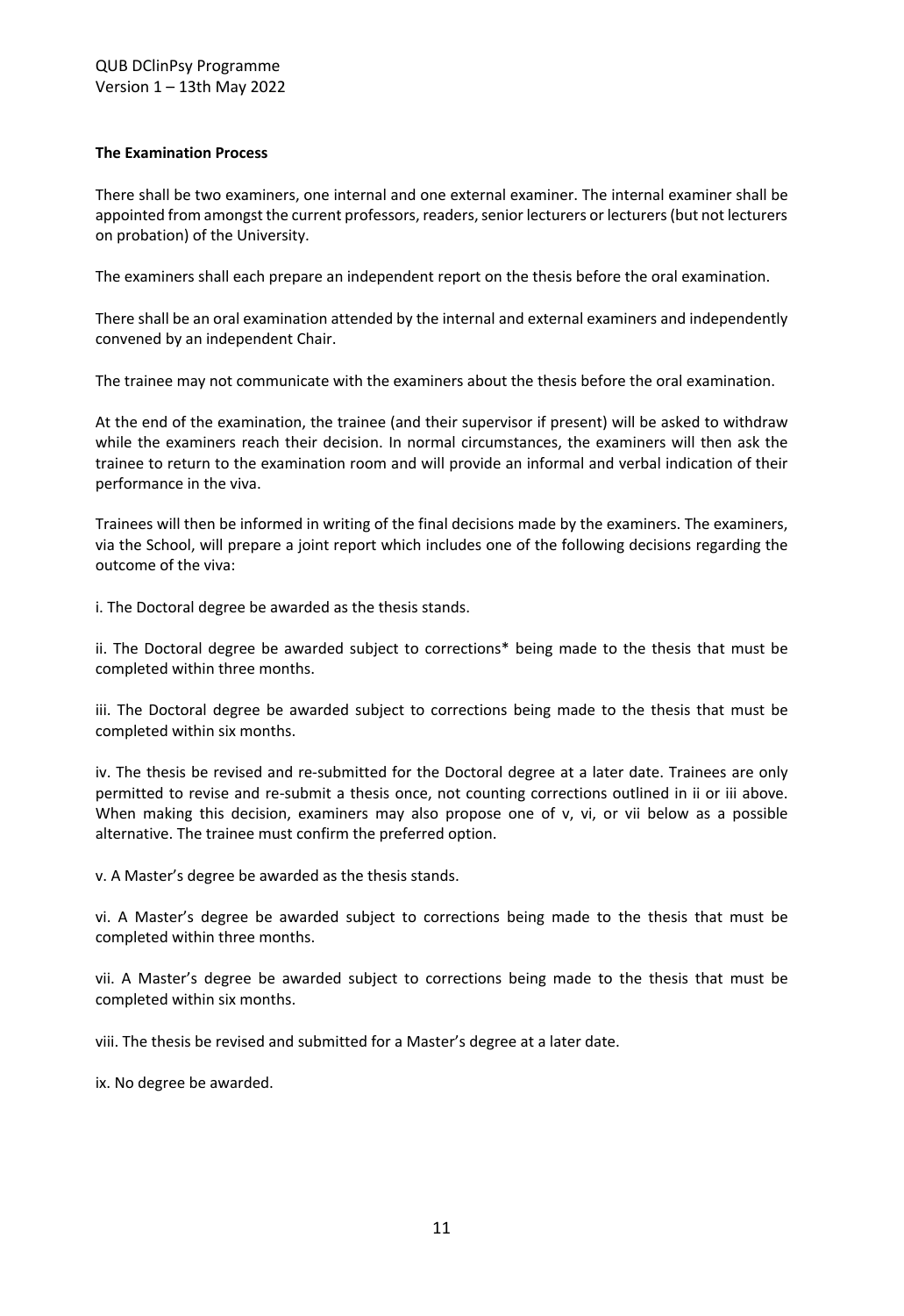**The Examination Process**

There shall be two examiners, one internal and one external examiner. The internal examiner shall be appointed from amongst the current professors, readers, senior lecturers or lecturers (but not lecturers on probation) of the University.

The examiners shall each prepare an independent report on the thesis before the oral examination.

There shall be an oral examination attended by the internal and external examiners and independently convened by an independent Chair.

The trainee may not communicate with the examiners about the thesis before the oral examination.

At the end of the examination, the trainee (and their supervisor if present) will be asked to withdraw while the examiners reach their decision. In normal circumstances, the examiners will then ask the trainee to return to the examination room and will provide an informal and verbal indication of their performance in the viva.

Trainees will then be informed in writing of the final decisions made by the examiners. The examiners, via the School, will prepare a joint report which includes one of the following decisions regarding the outcome of the viva:

i. The Doctoral degree be awarded as the thesis stands.

ii. The Doctoral degree be awarded subject to corrections* being made to the thesis that must be completed within three months.

iii. The Doctoral degree be awarded subject to corrections being made to the thesis that must be completed within six months.

iv. The thesis be revised and re-submitted for the Doctoral degree at a later date. Trainees are only permitted to revise and re-submit a thesis once, not counting corrections outlined in ii or iii above. When making this decision, examiners may also propose one of v, vi, or vii below as a possible alternative. The trainee must confirm the preferred option.

v. A Master's degree be awarded as the thesis stands.

vi. A Master's degree be awarded subject to corrections being made to the thesis that must be completed within three months.

vii. A Master's degree be awarded subject to corrections being made to the thesis that must be completed within six months.

viii. The thesis be revised and submitted for a Master's degree at a later date.

ix. No degree be awarded.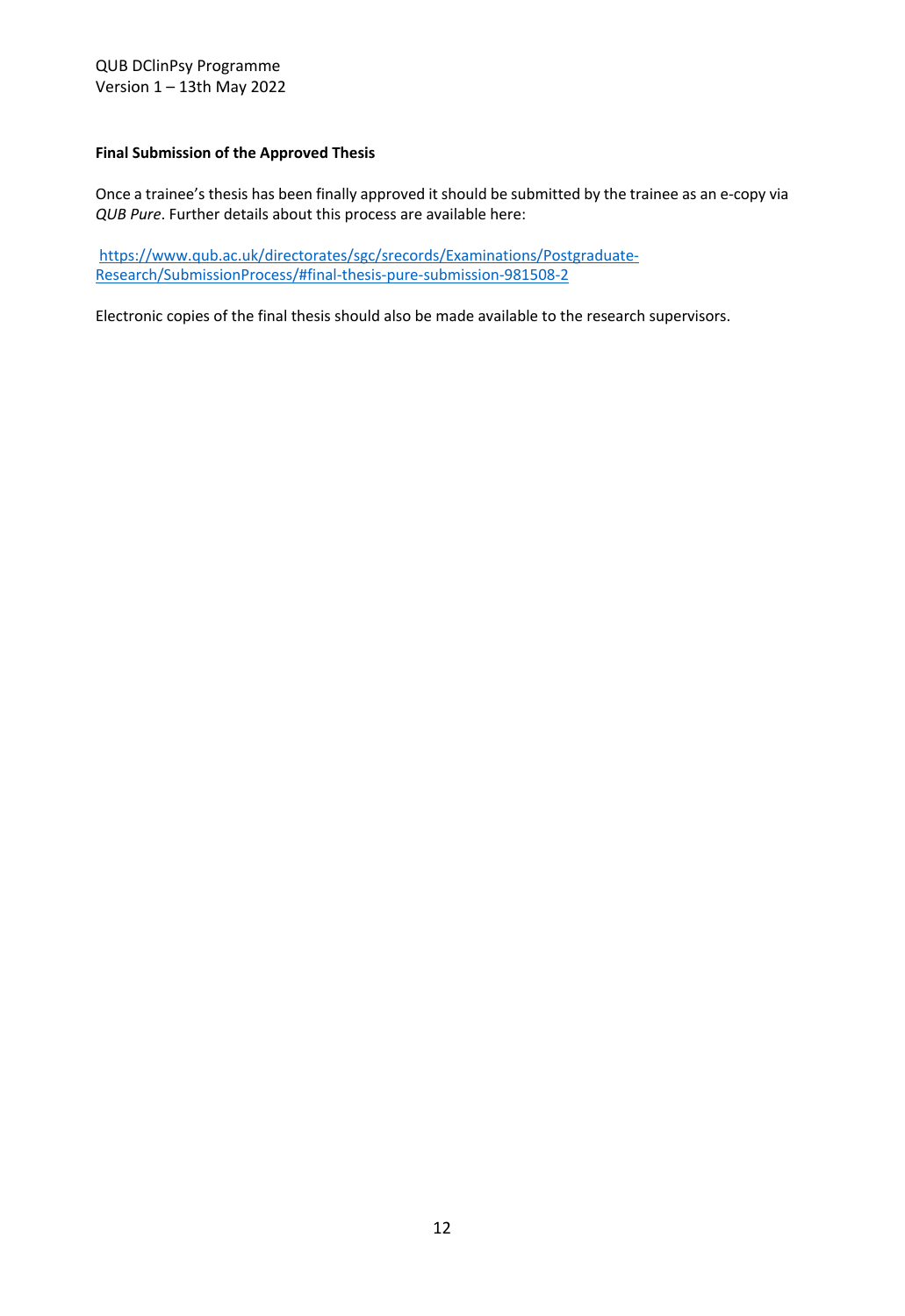**Final Submission of the Approved Thesis**

Once a trainee's thesis has been finally approved it should be submitted by the trainee as an e-copy via *QUB Pure*. Further details about this process are available here:

https://www.qub.ac.uk/directorates/sgc/srecords/Examinations/Postgraduate-Research/SubmissionProcess/#final-thesis-pure-submission-981508-2

Electronic copies of the final thesis should also be made available to the research supervisors.